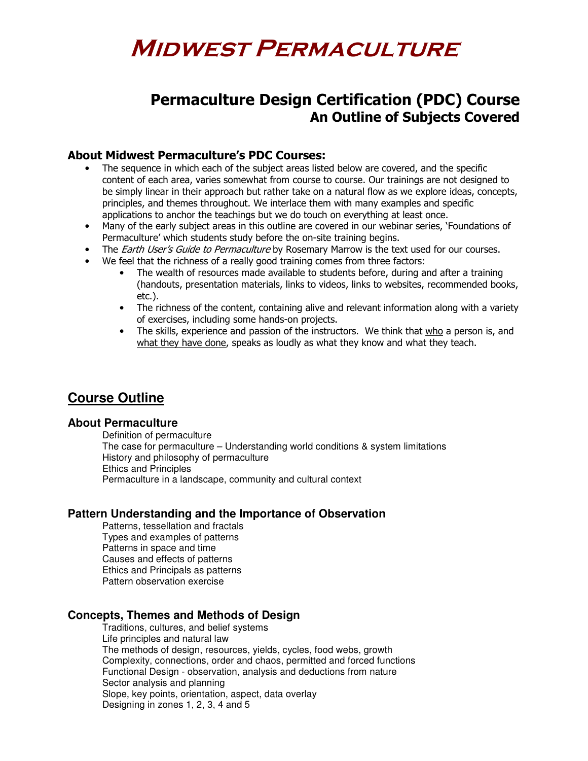# Midwest Permaculture

## Permaculture Design Certification (PDC) Course
### An Outline of Subjects Covered

### About Midwest Permaculture's PDC Courses:

- The sequence in which each of the subject areas listed below are covered, and the specific content of each area, varies somewhat from course to course. Our trainings are not designed to be simply linear in their approach but rather take on a natural flow as we explore ideas, concepts, principles, and themes throughout. We interlace them with many examples and specific applications to anchor the teachings but we do touch on everything at least once.
- Many of the early subject areas in this outline are covered in our webinar series, 'Foundations of Permaculture' which students study before the on-site training begins.
- The *Earth User's Guide to Permaculture* by Rosemary Marrow is the text used for our courses.
- We feel that the richness of a really good training comes from three factors:
    - The wealth of resources made available to students before, during and after a training (handouts, presentation materials, links to videos, links to websites, recommended books, etc.).
    - The richness of the content, containing alive and relevant information along with a variety of exercises, including some hands-on projects.
    - The skills, experience and passion of the instructors. We think that <u>who</u> a person is, and <u>what they have done</u>, speaks as loudly as what they know and what they teach.

## Course Outline

### About Permaculture

Definition of permaculture
The case for permaculture – Understanding world conditions & system limitations
History and philosophy of permaculture
Ethics and Principles
Permaculture in a landscape, community and cultural context

### Pattern Understanding and the Importance of Observation

Patterns, tessellation and fractals
Types and examples of patterns
Patterns in space and time
Causes and effects of patterns
Ethics and Principals as patterns
Pattern observation exercise

### Concepts, Themes and Methods of Design

Traditions, cultures, and belief systems
Life principles and natural law
The methods of design, resources, yields, cycles, food webs, growth
Complexity, connections, order and chaos, permitted and forced functions
Functional Design - observation, analysis and deductions from nature
Sector analysis and planning
Slope, key points, orientation, aspect, data overlay
Designing in zones 1, 2, 3, 4 and 5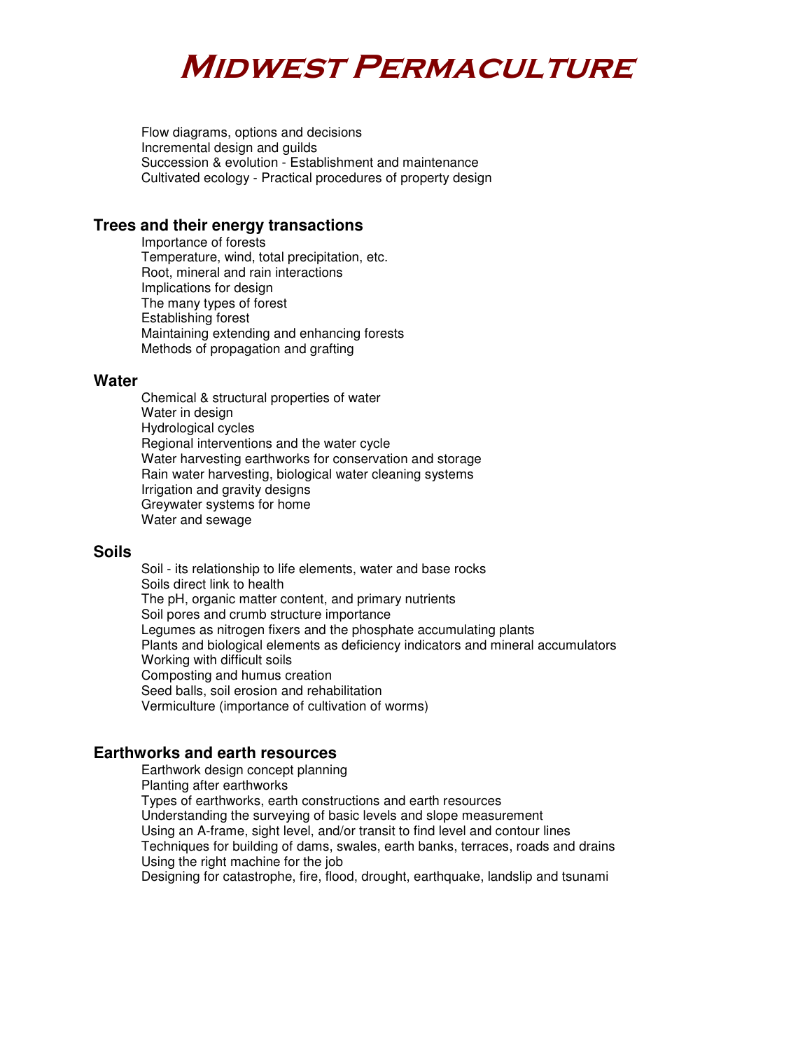Flow diagrams, options and decisions
Incremental design and guilds
Succession & evolution - Establishment and maintenance
Cultivated ecology - Practical procedures of property design

## Trees and their energy transactions

Importance of forests
Temperature, wind, total precipitation, etc.
Root, mineral and rain interactions
Implications for design
The many types of forest
Establishing forest
Maintaining extending and enhancing forests
Methods of propagation and grafting

## Water

Chemical & structural properties of water
Water in design
Hydrological cycles
Regional interventions and the water cycle
Water harvesting earthworks for conservation and storage
Rain water harvesting, biological water cleaning systems
Irrigation and gravity designs
Greywater systems for home
Water and sewage

## Soils

Soil - its relationship to life elements, water and base rocks
Soils direct link to health
The pH, organic matter content, and primary nutrients
Soil pores and crumb structure importance
Legumes as nitrogen fixers and the phosphate accumulating plants
Plants and biological elements as deficiency indicators and mineral accumulators
Working with difficult soils
Composting and humus creation
Seed balls, soil erosion and rehabilitation
Vermiculture (importance of cultivation of worms)

## Earthworks and earth resources

Earthwork design concept planning
Planting after earthworks
Types of earthworks, earth constructions and earth resources
Understanding the surveying of basic levels and slope measurement
Using an A-frame, sight level, and/or transit to find level and contour lines
Techniques for building of dams, swales, earth banks, terraces, roads and drains
Using the right machine for the job
Designing for catastrophe, fire, flood, drought, earthquake, landslip and tsunami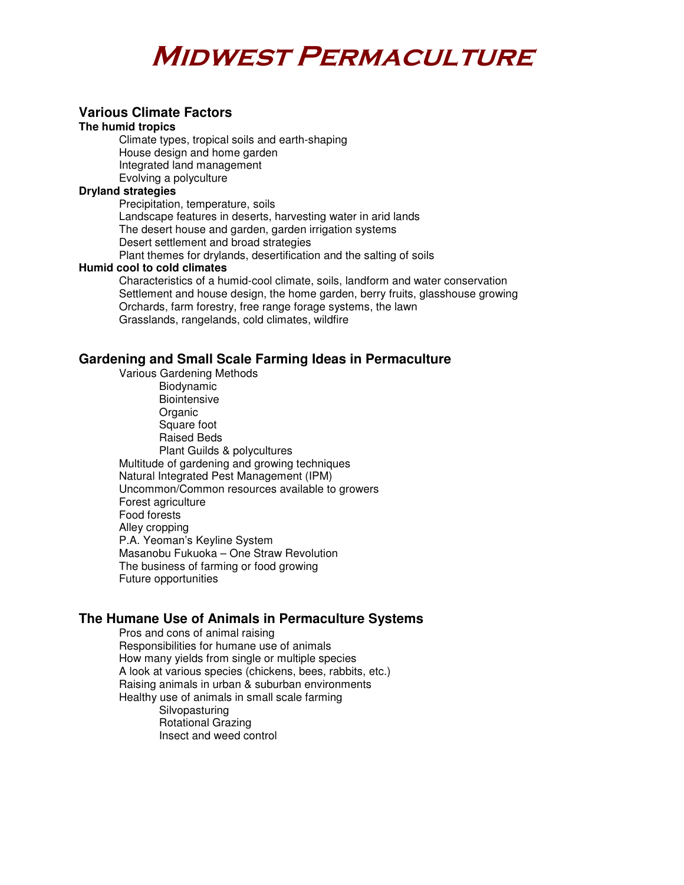# Midwest Permaculture

## Various Climate Factors

### The humid tropics

- Climate types, tropical soils and earth-shaping
- House design and home garden
- Integrated land management
- Evolving a polyculture

### Dryland strategies

- Precipitation, temperature, soils
- Landscape features in deserts, harvesting water in arid lands
- The desert house and garden, garden irrigation systems
- Desert settlement and broad strategies
- Plant themes for drylands, desertification and the salting of soils

### Humid cool to cold climates

- Characteristics of a humid-cool climate, soils, landform and water conservation
- Settlement and house design, the home garden, berry fruits, glasshouse growing
- Orchards, farm forestry, free range forage systems, the lawn
- Grasslands, rangelands, cold climates, wildfire

## Gardening and Small Scale Farming Ideas in Permaculture

- Various Gardening Methods
  - Biodynamic
  - Biointensive
  - Organic
  - Square foot
  - Raised Beds
  - Plant Guilds & polycultures
- Multitude of gardening and growing techniques
- Natural Integrated Pest Management (IPM)
- Uncommon/Common resources available to growers
- Forest agriculture
- Food forests
- Alley cropping
- P.A. Yeoman's Keyline System
- Masanobu Fukuoka – One Straw Revolution
- The business of farming or food growing
- Future opportunities

## The Humane Use of Animals in Permaculture Systems

- Pros and cons of animal raising
- Responsibilities for humane use of animals
- How many yields from single or multiple species
- A look at various species (chickens, bees, rabbits, etc.)
- Raising animals in urban & suburban environments
- Healthy use of animals in small scale farming
  - Silvopasturing
  - Rotational Grazing
  - Insect and weed control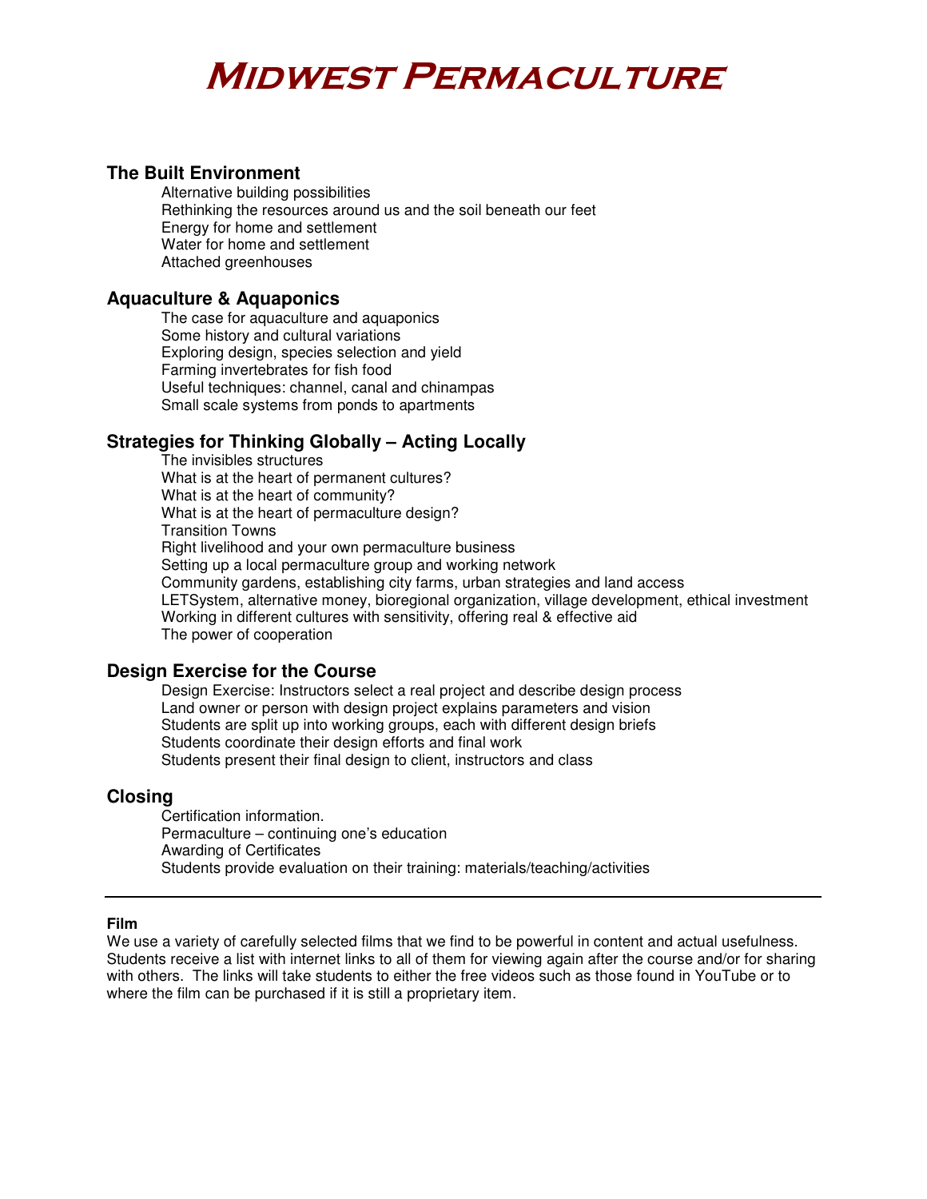# Midwest Permaculture

## The Built Environment

Alternative building possibilities
Rethinking the resources around us and the soil beneath our feet
Energy for home and settlement
Water for home and settlement
Attached greenhouses

## Aquaculture & Aquaponics

The case for aquaculture and aquaponics
Some history and cultural variations
Exploring design, species selection and yield
Farming invertebrates for fish food
Useful techniques: channel, canal and chinampas
Small scale systems from ponds to apartments

## Strategies for Thinking Globally – Acting Locally

The invisibles structures
What is at the heart of permanent cultures?
What is at the heart of community?
What is at the heart of permaculture design?
Transition Towns
Right livelihood and your own permaculture business
Setting up a local permaculture group and working network
Community gardens, establishing city farms, urban strategies and land access
LETSystem, alternative money, bioregional organization, village development, ethical investment
Working in different cultures with sensitivity, offering real & effective aid
The power of cooperation

## Design Exercise for the Course

Design Exercise: Instructors select a real project and describe design process
Land owner or person with design project explains parameters and vision
Students are split up into working groups, each with different design briefs
Students coordinate their design efforts and final work
Students present their final design to client, instructors and class

## Closing

Certification information.
Permaculture – continuing one's education
Awarding of Certificates
Students provide evaluation on their training: materials/teaching/activities

---

**Film**

We use a variety of carefully selected films that we find to be powerful in content and actual usefulness. Students receive a list with internet links to all of them for viewing again after the course and/or for sharing with others. The links will take students to either the free videos such as those found in YouTube or to where the film can be purchased if it is still a proprietary item.